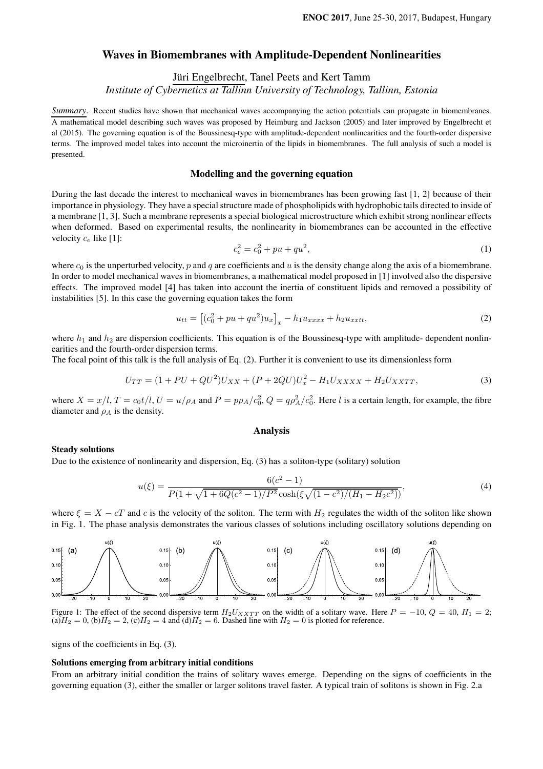# Waves in Biomembranes with Amplitude-Dependent Nonlinearities

Jüri Engelbrecht, Tanel Peets and Kert Tamm

*Institute of Cybernetics at Tallinn University of Technology, Tallinn, Estonia*

***Summary***. Recent studies have shown that mechanical waves accompanying the action potentials can propagate in biomembranes. A mathematical model describing such waves was proposed by Heimburg and Jackson (2005) and later improved by Engelbrecht et al (2015). The governing equation is of the Boussinesq-type with amplitude-dependent nonlinearities and the fourth-order dispersive terms. The improved model takes into account the microinertia of the lipids in biomembranes. The full analysis of such a model is presented.

## Modelling and the governing equation

During the last decade the interest to mechanical waves in biomembranes has been growing fast [1, 2] because of their importance in physiology. They have a special structure made of phospholipids with hydrophobic tails directed to inside of a membrane [1, 3]. Such a membrane represents a special biological microstructure which exhibit strong nonlinear effects when deformed. Based on experimental results, the nonlinearity in biomembranes can be accounted in the effective velocity $c_e$ like [1]:

$$c_e^2 = c_0^2 + pu + qu^2, \tag{1}$$

where $c_0$ is the unperturbed velocity, $p$ and $q$ are coefficients and $u$ is the density change along the axis of a biomembrane. In order to model mechanical waves in biomembranes, a mathematical model proposed in [1] involved also the dispersive effects. The improved model [4] has taken into account the inertia of constituent lipids and removed a possibility of instabilities [5]. In this case the governing equation takes the form

$$u_{tt} = \left[(c_0^2 + pu + qu^2)u_x\right]_x - h_1 u_{xxxx} + h_2 u_{xxtt}, \tag{2}$$

where $h_1$ and $h_2$ are dispersion coefficients. This equation is of the Boussinesq-type with amplitude- dependent nonlinearities and the fourth-order dispersion terms.

The focal point of this talk is the full analysis of Eq. (2). Further it is convenient to use its dimensionless form

$$U_{TT} = (1 + PU + QU^2)U_{XX} + (P + 2QU)U_x^2 - H_1 U_{XXXX} + H_2 U_{XXTT}, \tag{3}$$

where $X = x/l$, $T = c_0 t/l$, $U = u/\rho_A$ and $P = p\rho_A/c_0^2$, $Q = q\rho_A^2/c_0^2$. Here $l$ is a certain length, for example, the fibre diameter and $\rho_A$ is the density.

## Analysis

### Steady solutions

Due to the existence of nonlinearity and dispersion, Eq. (3) has a soliton-type (solitary) solution

$$u(\xi) = \frac{6(c^2-1)}{P(1 + \sqrt{1 + 6Q(c^2-1)/P^2}\cosh(\xi\sqrt{(1-c^2)/(H_1 - H_2 c^2)})}, \tag{4}$$

where $\xi = X - cT$ and $c$ is the velocity of the soliton. The term with $H_2$ regulates the width of the soliton like shown in Fig. 1. The phase analysis demonstrates the various classes of solutions including oscillatory solutions depending on signs of the coefficients in Eq. (3).

Figure 1: The effect of the second dispersive term $H_2 U_{XXTT}$ on the width of a solitary wave. Here $P = -10$, $Q = 40$, $H_1 = 2$; (a)$H_2 = 0$, (b)$H_2 = 2$, (c)$H_2 = 4$ and (d)$H_2 = 6$. Dashed line with $H_2 = 0$ is plotted for reference.

### Solutions emerging from arbitrary initial conditions

From an arbitrary initial condition the trains of solitary waves emerge. Depending on the signs of coefficients in the governing equation (3), either the smaller or larger solitons travel faster. A typical train of solitons is shown in Fig. 2.a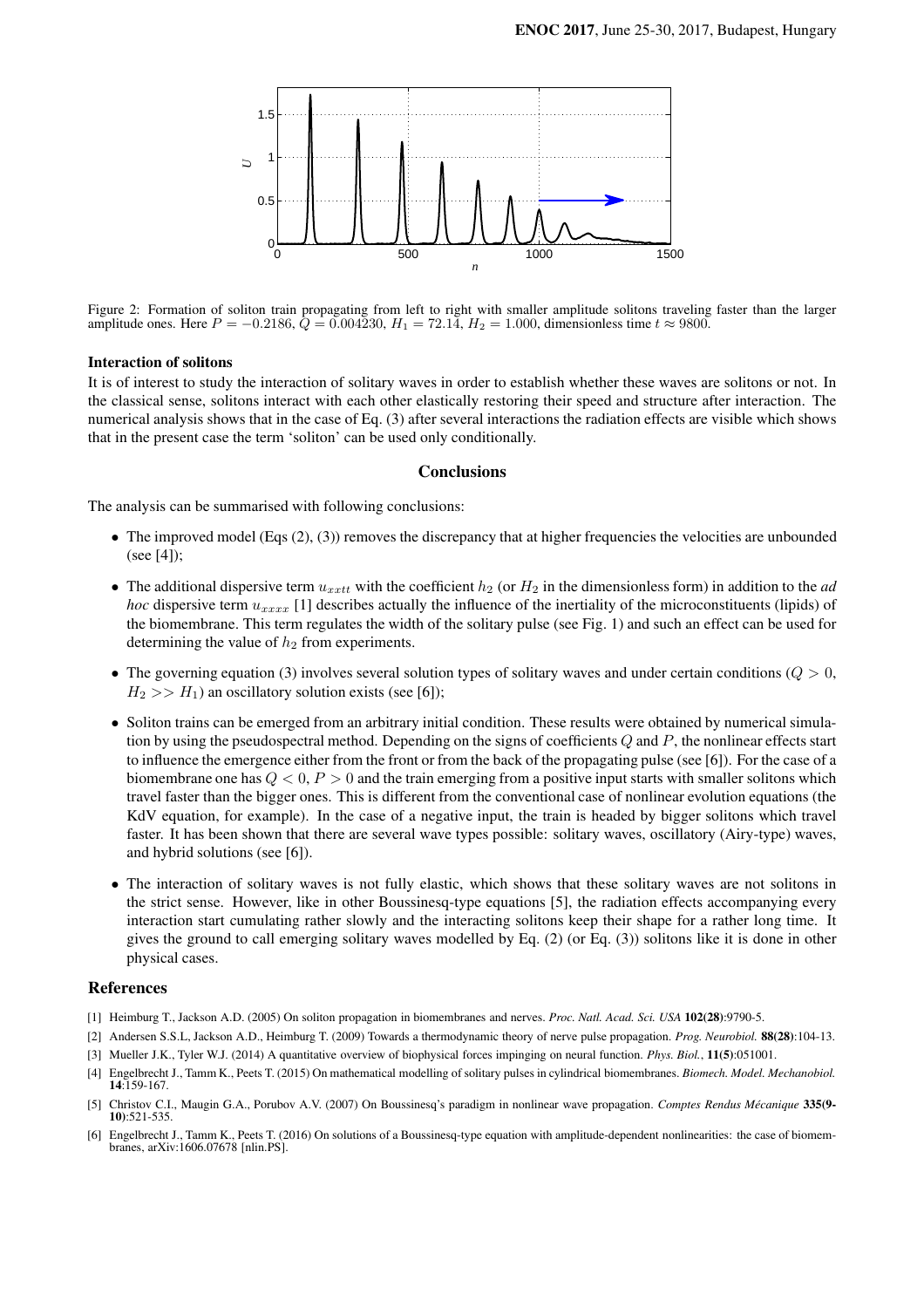U

0

0.5

1

1.5

0

500

1000

1500

n

Figure 2: Formation of soliton train propagating from left to right with smaller amplitude solitons traveling faster than the larger amplitude ones. Here $P = -0.2186$, $Q = 0.004230$, $H_1 = 72.14$, $H_2 = 1.000$, dimensionless time $t \approx 9800$.

**Interaction of solitons**

It is of interest to study the interaction of solitary waves in order to establish whether these waves are solitons or not. In the classical sense, solitons interact with each other elastically restoring their speed and structure after interaction. The numerical analysis shows that in the case of Eq. (3) after several interactions the radiation effects are visible which shows that in the present case the term 'soliton' can be used only conditionally.

## Conclusions

The analysis can be summarised with following conclusions:

- The improved model (Eqs (2), (3)) removes the discrepancy that at higher frequencies the velocities are unbounded (see [4]);
- The additional dispersive term $u_{xxtt}$ with the coefficient $h_2$ (or $H_2$ in the dimensionless form) in addition to the *ad hoc* dispersive term $u_{xxxx}$ [1] describes actually the influence of the inertiality of the microconstituents (lipids) of the biomembrane. This term regulates the width of the solitary pulse (see Fig. 1) and such an effect can be used for determining the value of $h_2$ from experiments.
- The governing equation (3) involves several solution types of solitary waves and under certain conditions ($Q > 0$, $H_2 >> H_1$) an oscillatory solution exists (see [6]);
- Soliton trains can be emerged from an arbitrary initial condition. These results were obtained by numerical simulation by using the pseudospectral method. Depending on the signs of coefficients $Q$ and $P$, the nonlinear effects start to influence the emergence either from the front or from the back of the propagating pulse (see [6]). For the case of a biomembrane one has $Q < 0$, $P > 0$ and the train emerging from a positive input starts with smaller solitons which travel faster than the bigger ones. This is different from the conventional case of nonlinear evolution equations (the KdV equation, for example). In the case of a negative input, the train is headed by bigger solitons which travel faster. It has been shown that there are several wave types possible: solitary waves, oscillatory (Airy-type) waves, and hybrid solutions (see [6]).
- The interaction of solitary waves is not fully elastic, which shows that these solitary waves are not solitons in the strict sense. However, like in other Boussinesq-type equations [5], the radiation effects accompanying every interaction start cumulating rather slowly and the interacting solitons keep their shape for a rather long time. It gives the ground to call emerging solitary waves modelled by Eq. (2) (or Eq. (3)) solitons like it is done in other physical cases.

## References

[1] Heimburg T., Jackson A.D. (2005) On soliton propagation in biomembranes and nerves. *Proc. Natl. Acad. Sci. USA* **102(28)**:9790-5.

[2] Andersen S.S.L, Jackson A.D., Heimburg T. (2009) Towards a thermodynamic theory of nerve pulse propagation. *Prog. Neurobiol.* **88(28)**:104-13.

[3] Mueller J.K., Tyler W.J. (2014) A quantitative overview of biophysical forces impinging on neural function. *Phys. Biol.*, **11(5)**:051001.

[4] Engelbrecht J., Tamm K., Peets T. (2015) On mathematical modelling of solitary pulses in cylindrical biomembranes. *Biomech. Model. Mechanobiol.* **14**:159-167.

[5] Christov C.I., Maugin G.A., Porubov A.V. (2007) On Boussinesq's paradigm in nonlinear wave propagation. *Comptes Rendus Mécanique* **335(9-10)**:521-535.

[6] Engelbrecht J., Tamm K., Peets T. (2016) On solutions of a Boussinesq-type equation with amplitude-dependent nonlinearities: the case of biomembranes, arXiv:1606.07678 [nlin.PS].